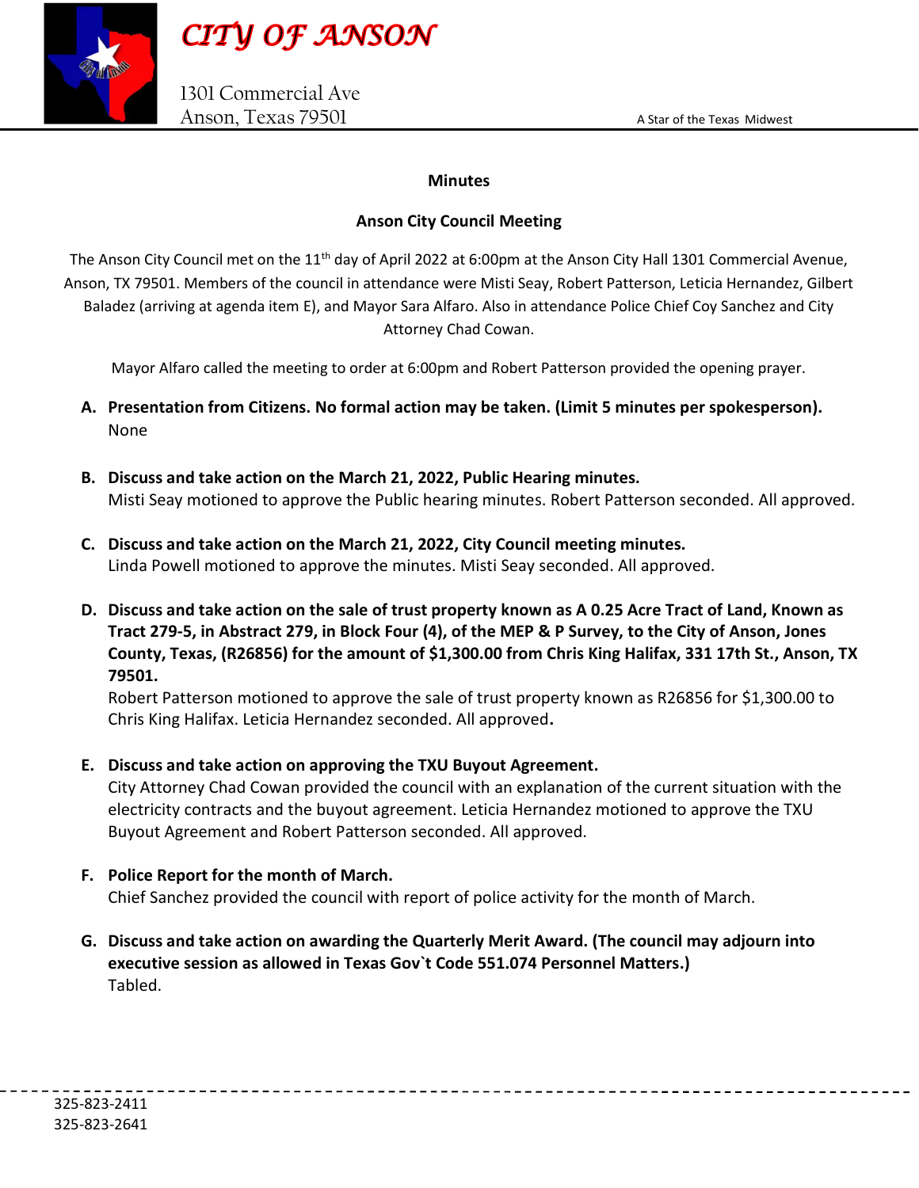# CITY OF ANSON

1301 Commercial Ave
Anson, Texas 79501

A Star of the Texas Midwest

**Minutes**

**Anson City Council Meeting**

The Anson City Council met on the 11th day of April 2022 at 6:00pm at the Anson City Hall 1301 Commercial Avenue, Anson, TX 79501. Members of the council in attendance were Misti Seay, Robert Patterson, Leticia Hernandez, Gilbert Baladez (arriving at agenda item E), and Mayor Sara Alfaro. Also in attendance Police Chief Coy Sanchez and City Attorney Chad Cowan.

Mayor Alfaro called the meeting to order at 6:00pm and Robert Patterson provided the opening prayer.

A. **Presentation from Citizens. No formal action may be taken. (Limit 5 minutes per spokesperson).**
   None

B. **Discuss and take action on the March 21, 2022, Public Hearing minutes.**
   Misti Seay motioned to approve the Public hearing minutes. Robert Patterson seconded. All approved.

C. **Discuss and take action on the March 21, 2022, City Council meeting minutes.**
   Linda Powell motioned to approve the minutes. Misti Seay seconded. All approved.

D. **Discuss and take action on the sale of trust property known as A 0.25 Acre Tract of Land, Known as Tract 279-5, in Abstract 279, in Block Four (4), of the MEP & P Survey, to the City of Anson, Jones County, Texas, (R26856) for the amount of $1,300.00 from Chris King Halifax, 331 17th St., Anson, TX 79501.**
   Robert Patterson motioned to approve the sale of trust property known as R26856 for $1,300.00 to Chris King Halifax. Leticia Hernandez seconded. All approved.

E. **Discuss and take action on approving the TXU Buyout Agreement.**
   City Attorney Chad Cowan provided the council with an explanation of the current situation with the electricity contracts and the buyout agreement. Leticia Hernandez motioned to approve the TXU Buyout Agreement and Robert Patterson seconded. All approved.

F. **Police Report for the month of March.**
   Chief Sanchez provided the council with report of police activity for the month of March.

G. **Discuss and take action on awarding the Quarterly Merit Award. (The council may adjourn into executive session as allowed in Texas Gov`t Code 551.074 Personnel Matters.)**
   Tabled.

325-823-2411
325-823-2641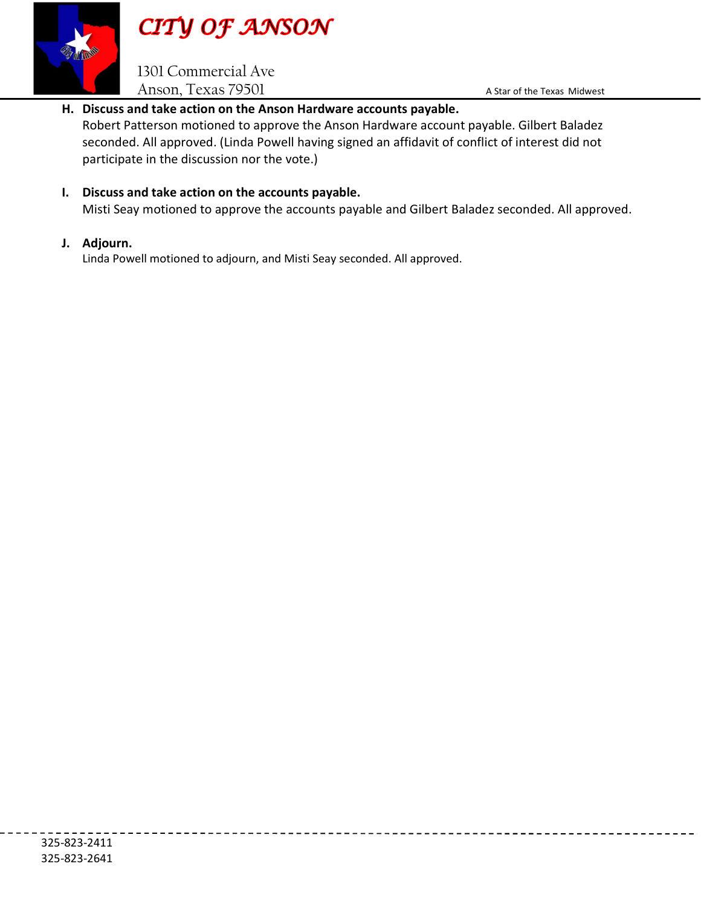H. **Discuss and take action on the Anson Hardware accounts payable.**
   Robert Patterson motioned to approve the Anson Hardware account payable. Gilbert Baladez seconded. All approved. (Linda Powell having signed an affidavit of conflict of interest did not participate in the discussion nor the vote.)

I. **Discuss and take action on the accounts payable.**
   Misti Seay motioned to approve the accounts payable and Gilbert Baladez seconded. All approved.

J. **Adjourn.**
   Linda Powell motioned to adjourn, and Misti Seay seconded. All approved.